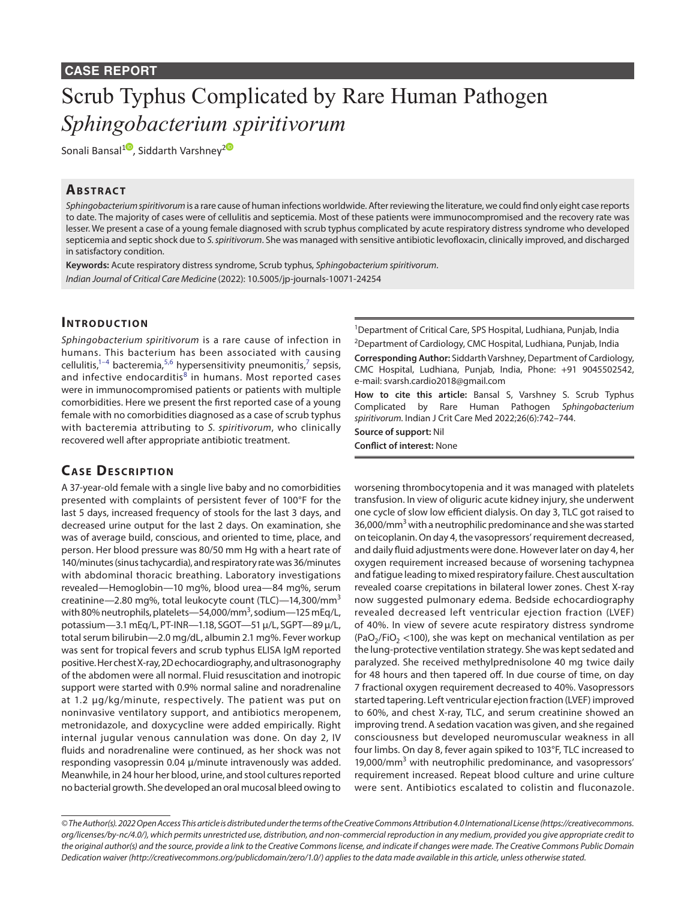**CASE REPORT**

# Scrub Typhus Complicated by Rare Human Pathogen *Sphingobacterium spiritivorum*

Sonali Bansal[1], Siddarth Varshney[2]

## Abstract

*Sphingobacterium spiritivorum* is a rare cause of human infections worldwide. After reviewing the literature, we could find only eight case reports to date. The majority of cases were of cellulitis and septicemia. Most of these patients were immunocompromised and the recovery rate was lesser. We present a case of a young female diagnosed with scrub typhus complicated by acute respiratory distress syndrome who developed septicemia and septic shock due to *S. spiritivorum*. She was managed with sensitive antibiotic levofloxacin, clinically improved, and discharged in satisfactory condition.

**Keywords:** Acute respiratory distress syndrome, Scrub typhus, *Sphingobacterium spiritivorum*.

*Indian Journal of Critical Care Medicine* (2022): 10.5005/jp-journals-10071-24254

[1]Department of Critical Care, SPS Hospital, Ludhiana, Punjab, India

[2]Department of Cardiology, CMC Hospital, Ludhiana, Punjab, India

**Corresponding Author:** Siddarth Varshney, Department of Cardiology, CMC Hospital, Ludhiana, Punjab, India, Phone: +91 9045502542, e-mail: svarsh.cardio2018@gmail.com

**How to cite this article:** Bansal S, Varshney S. Scrub Typhus Complicated by Rare Human Pathogen *Sphingobacterium spiritivorum*. Indian J Crit Care Med 2022;26(6):742–744.

**Source of support:** Nil

**Conflict of interest:** None

## Introduction

*Sphingobacterium spiritivorum* is a rare cause of infection in humans. This bacterium has been associated with causing cellulitis,[1–4] bacteremia,[5,6] hypersensitivity pneumonitis,[7] sepsis, and infective endocarditis[8] in humans. Most reported cases were in immunocompromised patients or patients with multiple comorbidities. Here we present the first reported case of a young female with no comorbidities diagnosed as a case of scrub typhus with bacteremia attributing to *S. spiritivorum*, who clinically recovered well after appropriate antibiotic treatment.

## Case Description

A 37-year-old female with a single live baby and no comorbidities presented with complaints of persistent fever of 100°F for the last 5 days, increased frequency of stools for the last 3 days, and decreased urine output for the last 2 days. On examination, she was of average build, conscious, and oriented to time, place, and person. Her blood pressure was 80/50 mm Hg with a heart rate of 140/minutes (sinus tachycardia), and respiratory rate was 36/minutes with abdominal thoracic breathing. Laboratory investigations revealed—Hemoglobin—10 mg%, blood urea—84 mg%, serum creatinine—2.80 mg%, total leukocyte count (TLC)—14,300/mm$^3$ with 80% neutrophils, platelets—54,000/mm$^3$, sodium—125 mEq/L, potassium—3.1 mEq/L, PT-INR—1.18, SGOT—51 μ/L, SGPT—89 μ/L, total serum bilirubin—2.0 mg/dL, albumin 2.1 mg%. Fever workup was sent for tropical fevers and scrub typhus ELISA IgM reported positive. Her chest X-ray, 2D echocardiography, and ultrasonography of the abdomen were all normal. Fluid resuscitation and inotropic support were started with 0.9% normal saline and noradrenaline at 1.2 μg/kg/minute, respectively. The patient was put on noninvasive ventilatory support, and antibiotics meropenem, metronidazole, and doxycycline were added empirically. Right internal jugular venous cannulation was done. On day 2, IV fluids and noradrenaline were continued, as her shock was not responding vasopressin 0.04 μ/minute intravenously was added. Meanwhile, in 24 hour her blood, urine, and stool cultures reported no bacterial growth. She developed an oral mucosal bleed owing to worsening thrombocytopenia and it was managed with platelets transfusion. In view of oliguric acute kidney injury, she underwent one cycle of slow low efficient dialysis. On day 3, TLC got raised to 36,000/mm$^3$ with a neutrophilic predominance and she was started on teicoplanin. On day 4, the vasopressors' requirement decreased, and daily fluid adjustments were done. However later on day 4, her oxygen requirement increased because of worsening tachypnea and fatigue leading to mixed respiratory failure. Chest auscultation revealed coarse crepitations in bilateral lower zones. Chest X-ray now suggested pulmonary edema. Bedside echocardiography revealed decreased left ventricular ejection fraction (LVEF) of 40%. In view of severe acute respiratory distress syndrome ($PaO_2/FiO_2$ <100), she was kept on mechanical ventilation as per the lung-protective ventilation strategy. She was kept sedated and paralyzed. She received methylprednisolone 40 mg twice daily for 48 hours and then tapered off. In due course of time, on day 7 fractional oxygen requirement decreased to 40%. Vasopressors started tapering. Left ventricular ejection fraction (LVEF) improved to 60%, and chest X-ray, TLC, and serum creatinine showed an improving trend. A sedation vacation was given, and she regained consciousness but developed neuromuscular weakness in all four limbs. On day 8, fever again spiked to 103°F, TLC increased to 19,000/mm$^3$ with neutrophilic predominance, and vasopressors' requirement increased. Repeat blood culture and urine culture were sent. Antibiotics escalated to colistin and fluconazole.

*© The Author(s). 2022 Open Access This article is distributed under the terms of the Creative Commons Attribution 4.0 International License (https://creativecommons.org/licenses/by-nc/4.0/), which permits unrestricted use, distribution, and non-commercial reproduction in any medium, provided you give appropriate credit to the original author(s) and the source, provide a link to the Creative Commons license, and indicate if changes were made. The Creative Commons Public Domain Dedication waiver (http://creativecommons.org/publicdomain/zero/1.0/) applies to the data made available in this article, unless otherwise stated.*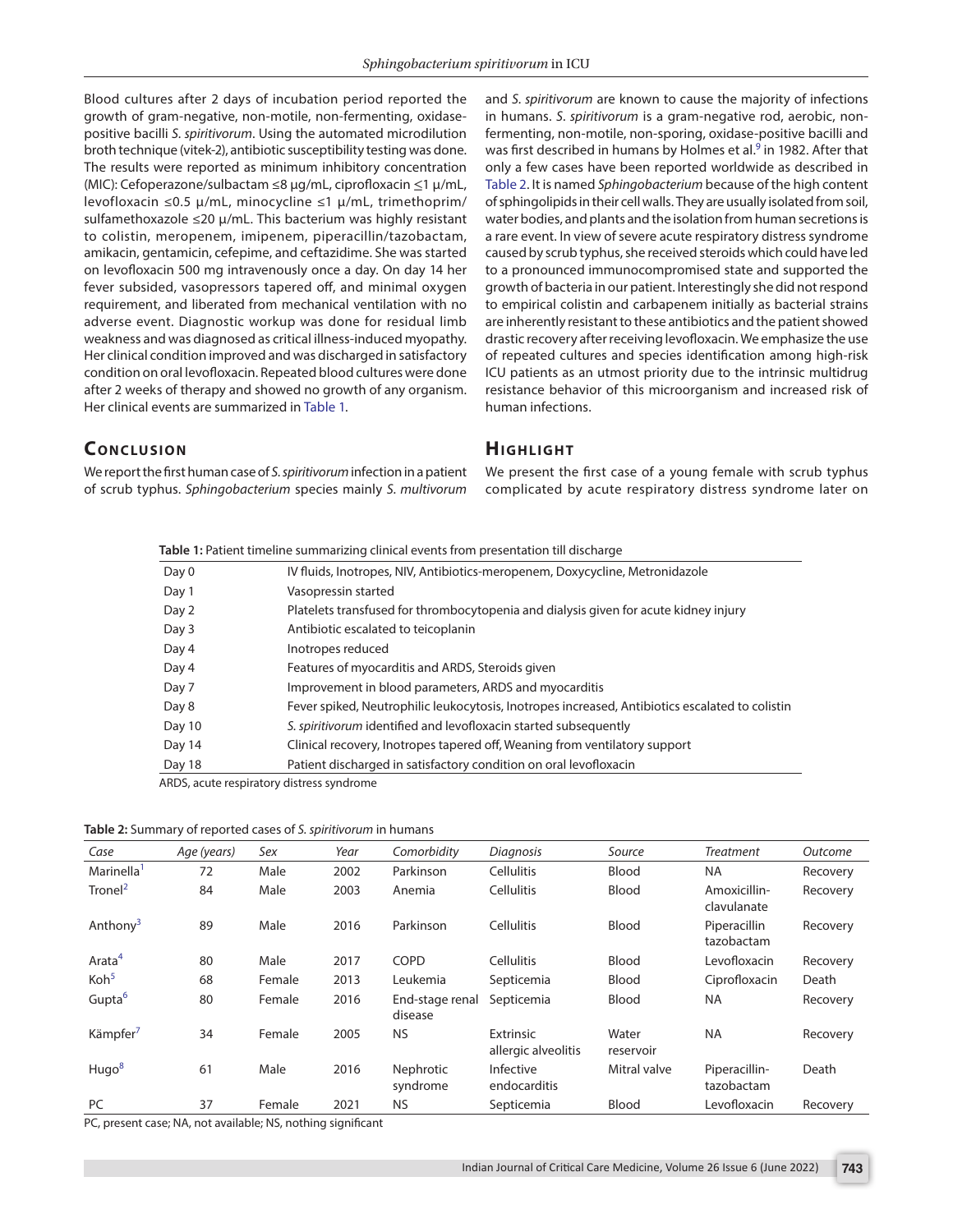Blood cultures after 2 days of incubation period reported the growth of gram-negative, non-motile, non-fermenting, oxidase-positive bacilli *S. spiritivorum*. Using the automated microdilution broth technique (vitek-2), antibiotic susceptibility testing was done. The results were reported as minimum inhibitory concentration (MIC): Cefoperazone/sulbactam ≤8 µg/mL, ciprofloxacin ≤1 µ/mL, levofloxacin ≤0.5 µ/mL, minocycline ≤1 µ/mL, trimethoprim/sulfamethoxazole ≤20 µ/mL. This bacterium was highly resistant to colistin, meropenem, imipenem, piperacillin/tazobactam, amikacin, gentamicin, cefepime, and ceftazidime. She was started on levofloxacin 500 mg intravenously once a day. On day 14 her fever subsided, vasopressors tapered off, and minimal oxygen requirement, and liberated from mechanical ventilation with no adverse event. Diagnostic workup was done for residual limb weakness and was diagnosed as critical illness-induced myopathy. Her clinical condition improved and was discharged in satisfactory condition on oral levofloxacin. Repeated blood cultures were done after 2 weeks of therapy and showed no growth of any organism. Her clinical events are summarized in Table 1.

## Conclusion

We report the first human case of *S. spiritivorum* infection in a patient of scrub typhus. *Sphingobacterium* species mainly *S. multivorum* and *S. spiritivorum* are known to cause the majority of infections in humans. *S. spiritivorum* is a gram-negative rod, aerobic, non-fermenting, non-motile, non-sporing, oxidase-positive bacilli and was first described in humans by Holmes et al.[9] in 1982. After that only a few cases have been reported worldwide as described in Table 2. It is named *Sphingobacterium* because of the high content of sphingolipids in their cell walls. They are usually isolated from soil, water bodies, and plants and the isolation from human secretions is a rare event. In view of severe acute respiratory distress syndrome caused by scrub typhus, she received steroids which could have led to a pronounced immunocompromised state and supported the growth of bacteria in our patient. Interestingly she did not respond to empirical colistin and carbapenem initially as bacterial strains are inherently resistant to these antibiotics and the patient showed drastic recovery after receiving levofloxacin. We emphasize the use of repeated cultures and species identification among high-risk ICU patients as an utmost priority due to the intrinsic multidrug resistance behavior of this microorganism and increased risk of human infections.

## Highlight

We present the first case of a young female with scrub typhus complicated by acute respiratory distress syndrome later on

**Table 1:** Patient timeline summarizing clinical events from presentation till discharge

| | |
|---|---|
| Day 0 | IV fluids, Inotropes, NIV, Antibiotics-meropenem, Doxycycline, Metronidazole |
| Day 1 | Vasopressin started |
| Day 2 | Platelets transfused for thrombocytopenia and dialysis given for acute kidney injury |
| Day 3 | Antibiotic escalated to teicoplanin |
| Day 4 | Inotropes reduced |
| Day 4 | Features of myocarditis and ARDS, Steroids given |
| Day 7 | Improvement in blood parameters, ARDS and myocarditis |
| Day 8 | Fever spiked, Neutrophilic leukocytosis, Inotropes increased, Antibiotics escalated to colistin |
| Day 10 | *S. spiritivorum* identified and levofloxacin started subsequently |
| Day 14 | Clinical recovery, Inotropes tapered off, Weaning from ventilatory support |
| Day 18 | Patient discharged in satisfactory condition on oral levofloxacin |

ARDS, acute respiratory distress syndrome

**Table 2:** Summary of reported cases of *S. spiritivorum* in humans

| *Case* | *Age (years)* | *Sex* | *Year* | *Comorbidity* | *Diagnosis* | *Source* | *Treatment* | *Outcome* |
|---|---|---|---|---|---|---|---|---|
| Marinella[1] | 72 | Male | 2002 | Parkinson | Cellulitis | Blood | NA | Recovery |
| Tronel[2] | 84 | Male | 2003 | Anemia | Cellulitis | Blood | Amoxicillin-clavulanate | Recovery |
| Anthony[3] | 89 | Male | 2016 | Parkinson | Cellulitis | Blood | Piperacillin tazobactam | Recovery |
| Arata[4] | 80 | Male | 2017 | COPD | Cellulitis | Blood | Levofloxacin | Recovery |
| Koh[5] | 68 | Female | 2013 | Leukemia | Septicemia | Blood | Ciprofloxacin | Death |
| Gupta[6] | 80 | Female | 2016 | End-stage renal disease | Septicemia | Blood | NA | Recovery |
| Kämpfer[7] | 34 | Female | 2005 | NS | Extrinsic allergic alveolitis | Water reservoir | NA | Recovery |
| Hugo[8] | 61 | Male | 2016 | Nephrotic syndrome | Infective endocarditis | Mitral valve | Piperacillin-tazobactam | Death |
| PC | 37 | Female | 2021 | NS | Septicemia | Blood | Levofloxacin | Recovery |

PC, present case; NA, not available; NS, nothing significant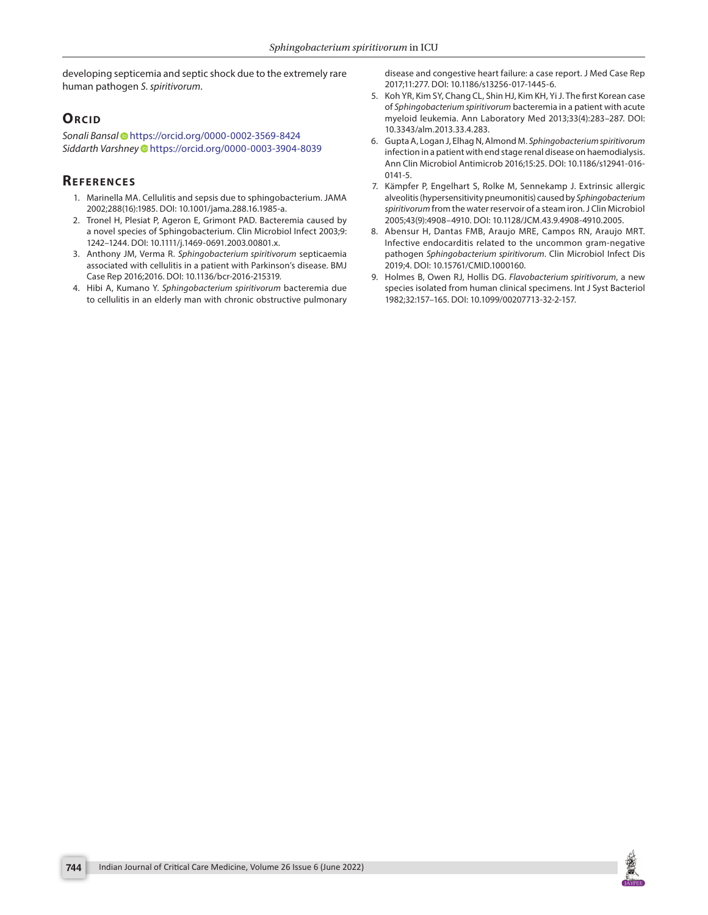developing septicemia and septic shock due to the extremely rare human pathogen *S. spiritivorum*.

## Orcid

*Sonali Bansal* https://orcid.org/0000-0002-3569-8424
*Siddarth Varshney* https://orcid.org/0000-0003-3904-8039

## References

1. Marinella MA. Cellulitis and sepsis due to sphingobacterium. JAMA 2002;288(16):1985. DOI: 10.1001/jama.288.16.1985-a.
2. Tronel H, Plesiat P, Ageron E, Grimont PAD. Bacteremia caused by a novel species of Sphingobacterium. Clin Microbiol Infect 2003;9: 1242–1244. DOI: 10.1111/j.1469-0691.2003.00801.x.
3. Anthony JM, Verma R. *Sphingobacterium spiritivorum* septicaemia associated with cellulitis in a patient with Parkinson's disease. BMJ Case Rep 2016;2016. DOI: 10.1136/bcr-2016-215319.
4. Hibi A, Kumano Y. *Sphingobacterium spiritivorum* bacteremia due to cellulitis in an elderly man with chronic obstructive pulmonary disease and congestive heart failure: a case report. J Med Case Rep 2017;11:277. DOI: 10.1186/s13256-017-1445-6.
5. Koh YR, Kim SY, Chang CL, Shin HJ, Kim KH, Yi J. The first Korean case of *Sphingobacterium spiritivorum* bacteremia in a patient with acute myeloid leukemia. Ann Laboratory Med 2013;33(4):283–287. DOI: 10.3343/alm.2013.33.4.283.
6. Gupta A, Logan J, Elhag N, Almond M. *Sphingobacterium spiritivorum* infection in a patient with end stage renal disease on haemodialysis. Ann Clin Microbiol Antimicrob 2016;15:25. DOI: 10.1186/s12941-016-0141-5.
7. Kämpfer P, Engelhart S, Rolke M, Sennekamp J. Extrinsic allergic alveolitis (hypersensitivity pneumonitis) caused by *Sphingobacterium spiritivorum* from the water reservoir of a steam iron. J Clin Microbiol 2005;43(9):4908–4910. DOI: 10.1128/JCM.43.9.4908-4910.2005.
8. Abensur H, Dantas FMB, Araujo MRE, Campos RN, Araujo MRT. Infective endocarditis related to the uncommon gram-negative pathogen *Sphingobacterium spiritivorum*. Clin Microbiol Infect Dis 2019;4. DOI: 10.15761/CMID.1000160.
9. Holmes B, Owen RJ, Hollis DG. *Flavobacterium spiritivorum*, a new species isolated from human clinical specimens. Int J Syst Bacteriol 1982;32:157–165. DOI: 10.1099/00207713-32-2-157.